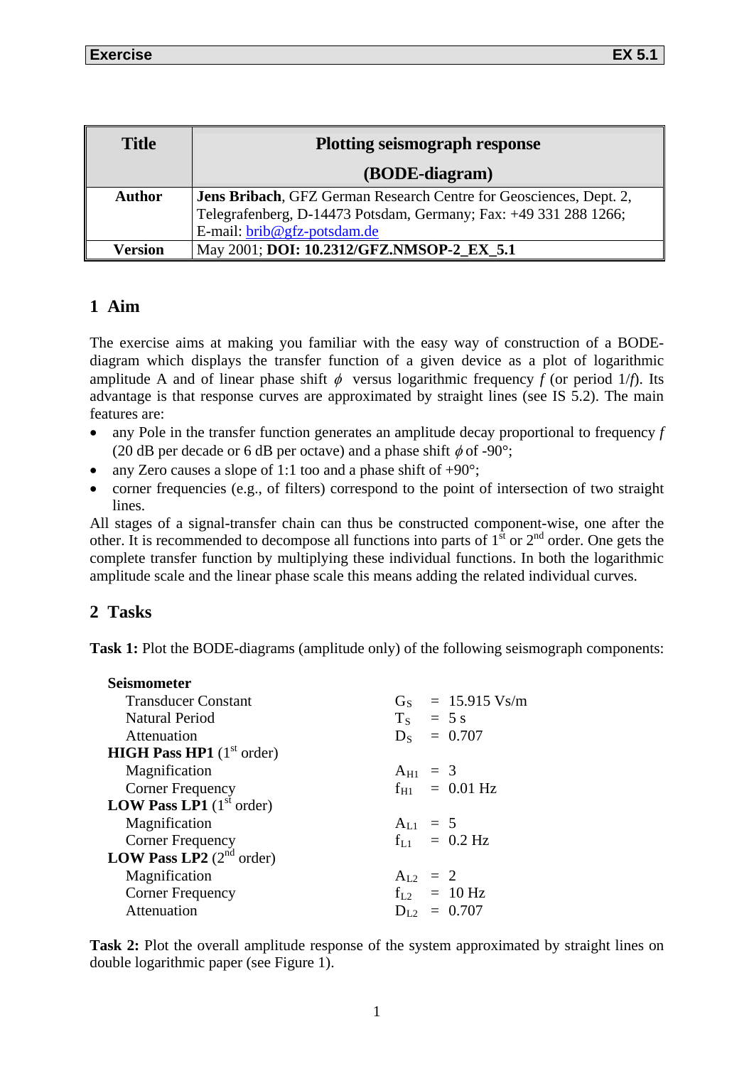| Title | Plotting seismograph response (BODE-diagram) |
| --- | --- |
| Author | **Jens Bribach**, GFZ German Research Centre for Geosciences, Dept. 2, Telegrafenberg, D-14473 Potsdam, Germany; Fax: +49 331 288 1266; E-mail: brib@gfz-potsdam.de |
| Version | May 2001; **DOI: 10.2312/GFZ.NMSOP-2_EX_5.1** |

## 1 Aim

The exercise aims at making you familiar with the easy way of construction of a BODE-diagram which displays the transfer function of a given device as a plot of logarithmic amplitude A and of linear phase shift $\phi$ versus logarithmic frequency $f$ (or period $1/f$). Its advantage is that response curves are approximated by straight lines (see IS 5.2). The main features are:

- any Pole in the transfer function generates an amplitude decay proportional to frequency $f$ (20 dB per decade or 6 dB per octave) and a phase shift $\phi$ of -90°;
- any Zero causes a slope of 1:1 too and a phase shift of +90°;
- corner frequencies (e.g., of filters) correspond to the point of intersection of two straight lines.

All stages of a signal-transfer chain can thus be constructed component-wise, one after the other. It is recommended to decompose all functions into parts of 1st or 2nd order. One gets the complete transfer function by multiplying these individual functions. In both the logarithmic amplitude scale and the linear phase scale this means adding the related individual curves.

## 2 Tasks

**Task 1:** Plot the BODE-diagrams (amplitude only) of the following seismograph components:

**Seismometer**

| | |
| --- | --- |
| Transducer Constant | $G_S$ = 15.915 Vs/m |
| Natural Period | $T_S$ = 5 s |
| Attenuation | $D_S$ = 0.707 |

**HIGH Pass HP1** (1st order)

| | |
| --- | --- |
| Magnification | $A_{H1}$ = 3 |
| Corner Frequency | $f_{H1}$ = 0.01 Hz |

**LOW Pass LP1** (1st order)

| | |
| --- | --- |
| Magnification | $A_{L1}$ = 5 |
| Corner Frequency | $f_{L1}$ = 0.2 Hz |

**LOW Pass LP2** (2nd order)

| | |
| --- | --- |
| Magnification | $A_{L2}$ = 2 |
| Corner Frequency | $f_{L2}$ = 10 Hz |
| Attenuation | $D_{L2}$ = 0.707 |

**Task 2:** Plot the overall amplitude response of the system approximated by straight lines on double logarithmic paper (see Figure 1).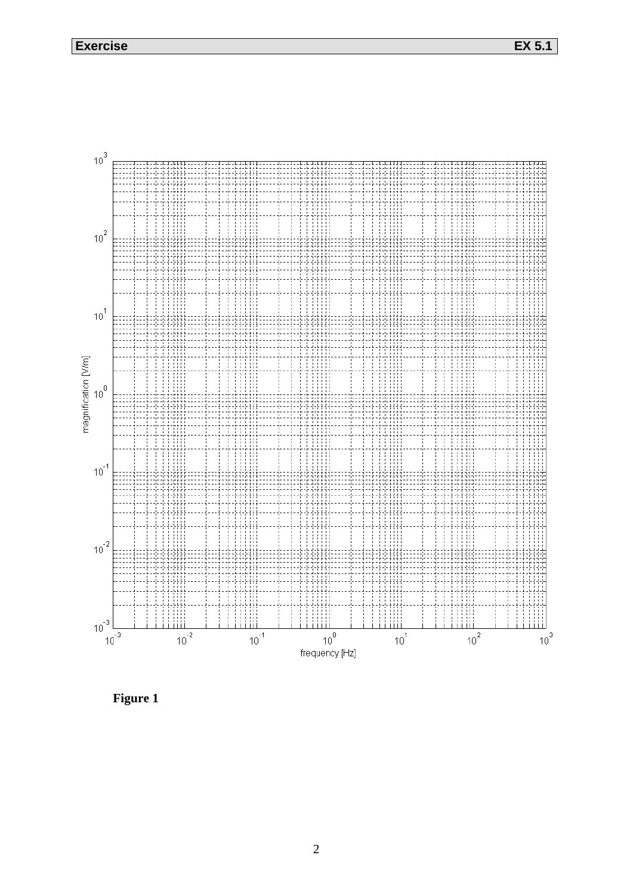Figure 1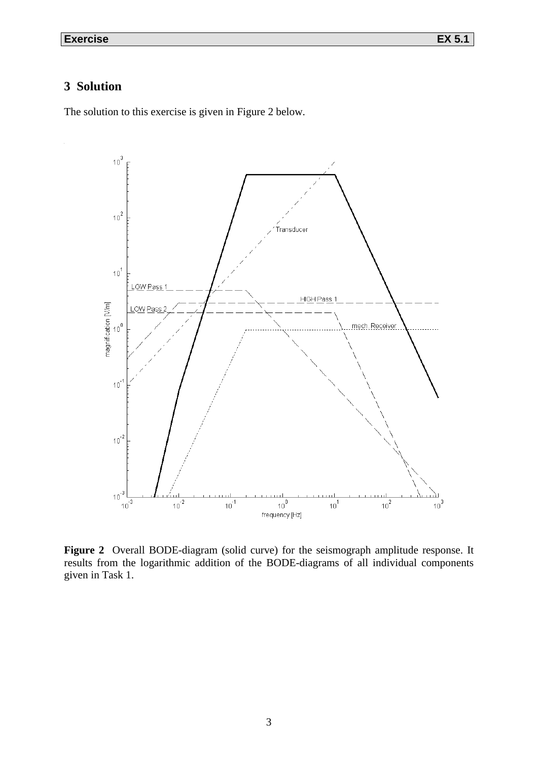## 3 Solution

The solution to this exercise is given in Figure 2 below.

$10^3$

$10^2$

$10^1$

$10^0$

$10^{-1}$

$10^{-2}$

$10^{-3}$

magnification [V/m]

Transducer

LOW Pass 1

HIGH Pass 1

LOW Pass 2

mech. Receiver

$10^{-3}$ $10^{-2}$ $10^{-1}$ $10^0$ $10^1$ $10^2$ $10^3$

frequency [Hz]

**Figure 2** Overall BODE-diagram (solid curve) for the seismograph amplitude response. It results from the logarithmic addition of the BODE-diagrams of all individual components given in Task 1.